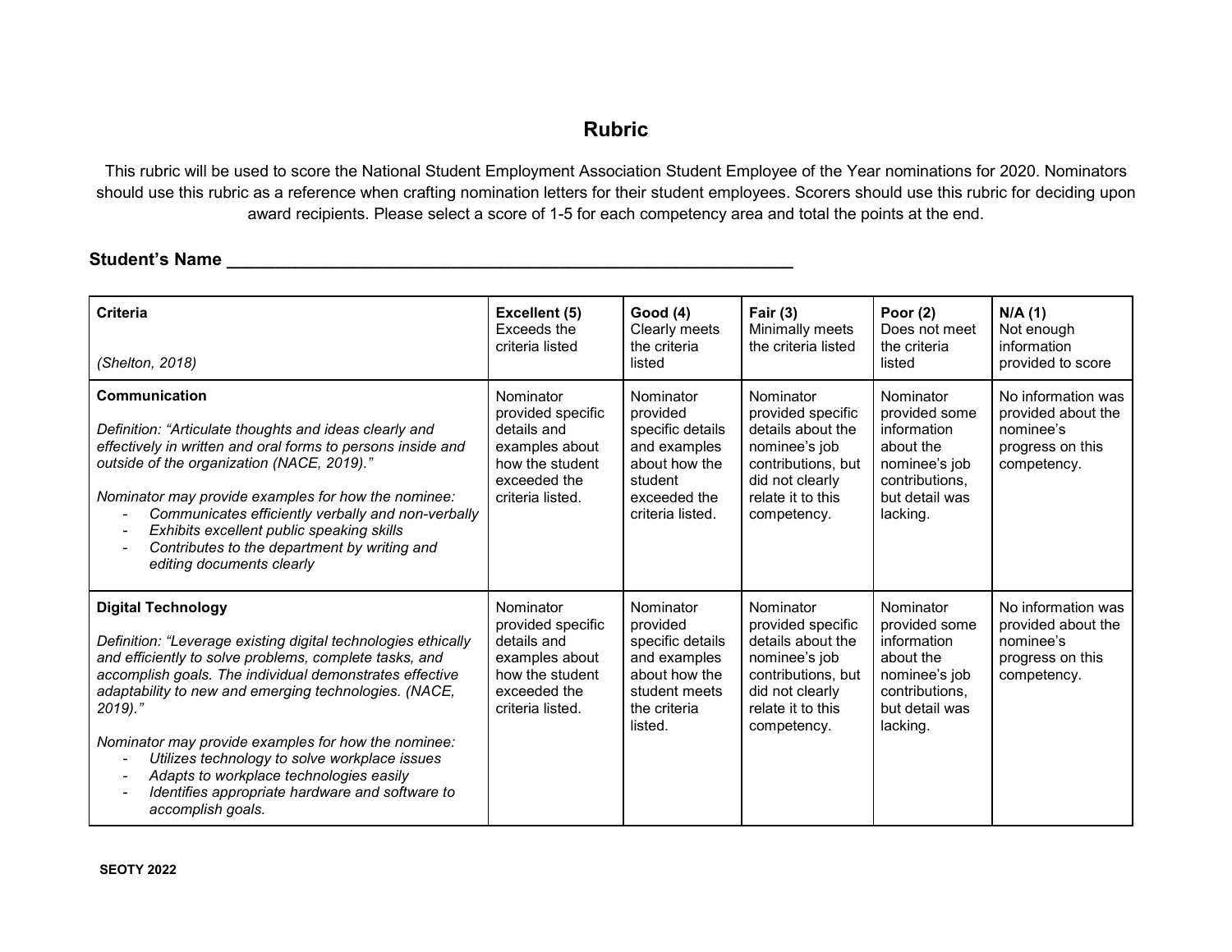# Rubric

This rubric will be used to score the National Student Employment Association Student Employee of the Year nominations for 2020. Nominators should use this rubric as a reference when crafting nomination letters for their student employees. Scorers should use this rubric for deciding upon award recipients. Please select a score of 1-5 for each competency area and total the points at the end.

**Student's Name ______________________________________________________________**

| **Criteria**<br><br>*(Shelton, 2018)* | **Excellent (5)**<br>Exceeds the criteria listed | **Good (4)**<br>Clearly meets the criteria listed | **Fair (3)**<br>Minimally meets the criteria listed | **Poor (2)**<br>Does not meet the criteria listed | **N/A (1)**<br>Not enough information provided to score |
|---|---|---|---|---|---|
| **Communication**<br><br>*Definition: "Articulate thoughts and ideas clearly and effectively in written and oral forms to persons inside and outside of the organization (NACE, 2019)."*<br><br>*Nominator may provide examples for how the nominee:*<br>- *Communicates efficiently verbally and non-verbally*<br>- *Exhibits excellent public speaking skills*<br>- *Contributes to the department by writing and editing documents clearly* | Nominator provided specific details and examples about how the student exceeded the criteria listed. | Nominator provided specific details and examples about how the student exceeded the criteria listed. | Nominator provided specific details about the nominee's job contributions, but did not clearly relate it to this competency. | Nominator provided some information about the nominee's job contributions, but detail was lacking. | No information was provided about the nominee's progress on this competency. |
| **Digital Technology**<br><br>*Definition: "Leverage existing digital technologies ethically and efficiently to solve problems, complete tasks, and accomplish goals. The individual demonstrates effective adaptability to new and emerging technologies. (NACE, 2019)."*<br><br>*Nominator may provide examples for how the nominee:*<br>- *Utilizes technology to solve workplace issues*<br>- *Adapts to workplace technologies easily*<br>- *Identifies appropriate hardware and software to accomplish goals.* | Nominator provided specific details and examples about how the student exceeded the criteria listed. | Nominator provided specific details and examples about how the student meets the criteria listed. | Nominator provided specific details about the nominee's job contributions, but did not clearly relate it to this competency. | Nominator provided some information about the nominee's job contributions, but detail was lacking. | No information was provided about the nominee's progress on this competency. |

SEOTY 2022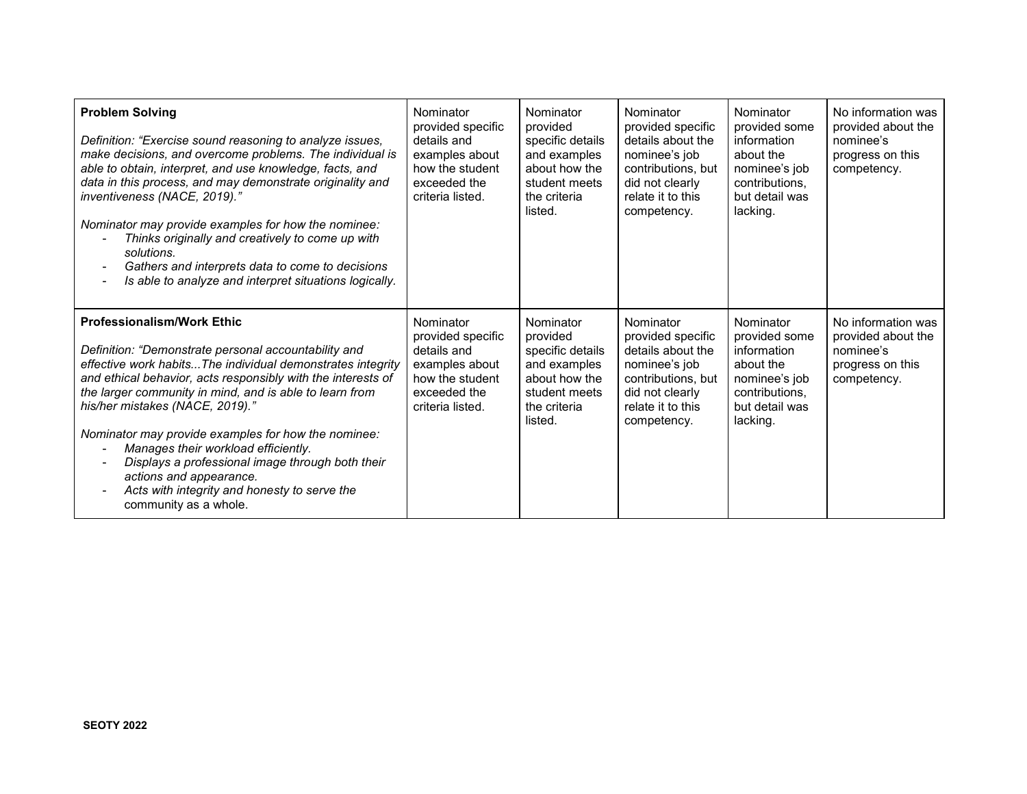| | | | | | |
|---|---|---|---|---|---|
| **Problem Solving**<br><br>*Definition: "Exercise sound reasoning to analyze issues, make decisions, and overcome problems. The individual is able to obtain, interpret, and use knowledge, facts, and data in this process, and may demonstrate originality and inventiveness (NACE, 2019)."*<br><br>*Nominator may provide examples for how the nominee:*<br>- *Thinks originally and creatively to come up with solutions.*<br>- *Gathers and interprets data to come to decisions*<br>- *Is able to analyze and interpret situations logically.* | Nominator provided specific details and examples about how the student exceeded the criteria listed. | Nominator provided specific details and examples about how the student meets the criteria listed. | Nominator provided specific details about the nominee's job contributions, but did not clearly relate it to this competency. | Nominator provided some information about the nominee's job contributions, but detail was lacking. | No information was provided about the nominee's progress on this competency. |
| **Professionalism/Work Ethic**<br><br>*Definition: "Demonstrate personal accountability and effective work habits...The individual demonstrates integrity and ethical behavior, acts responsibly with the interests of the larger community in mind, and is able to learn from his/her mistakes (NACE, 2019)."*<br><br>*Nominator may provide examples for how the nominee:*<br>- *Manages their workload efficiently.*<br>- *Displays a professional image through both their actions and appearance.*<br>- *Acts with integrity and honesty to serve the* community as a whole. | Nominator provided specific details and examples about how the student exceeded the criteria listed. | Nominator provided specific details and examples about how the student meets the criteria listed. | Nominator provided specific details about the nominee's job contributions, but did not clearly relate it to this competency. | Nominator provided some information about the nominee's job contributions, but detail was lacking. | No information was provided about the nominee's progress on this competency. |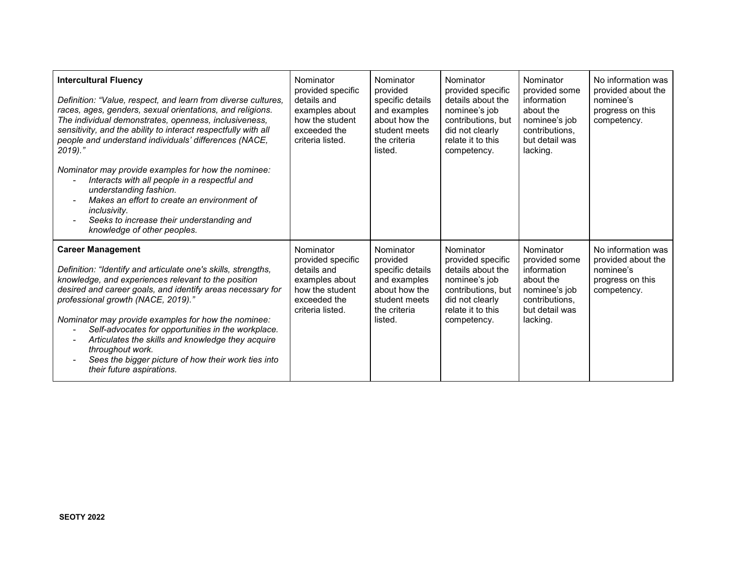| | | | | | |
|---|---|---|---|---|---|
| **Intercultural Fluency**<br><br>*Definition: "Value, respect, and learn from diverse cultures, races, ages, genders, sexual orientations, and religions. The individual demonstrates, openness, inclusiveness, sensitivity, and the ability to interact respectfully with all people and understand individuals' differences (NACE, 2019)."*<br><br>*Nominator may provide examples for how the nominee:*<br>- *Interacts with all people in a respectful and understanding fashion.*<br>- *Makes an effort to create an environment of inclusivity.*<br>- *Seeks to increase their understanding and knowledge of other peoples.* | Nominator provided specific details and examples about how the student exceeded the criteria listed. | Nominator provided specific details and examples about how the student meets the criteria listed. | Nominator provided specific details about the nominee's job contributions, but did not clearly relate it to this competency. | Nominator provided some information about the nominee's job contributions, but detail was lacking. | No information was provided about the nominee's progress on this competency. |
| **Career Management**<br><br>*Definition: "Identify and articulate one's skills, strengths, knowledge, and experiences relevant to the position desired and career goals, and identify areas necessary for professional growth (NACE, 2019)."*<br><br>*Nominator may provide examples for how the nominee:*<br>- *Self-advocates for opportunities in the workplace.*<br>- *Articulates the skills and knowledge they acquire throughout work.*<br>- *Sees the bigger picture of how their work ties into their future aspirations.* | Nominator provided specific details and examples about how the student exceeded the criteria listed. | Nominator provided specific details and examples about how the student meets the criteria listed. | Nominator provided specific details about the nominee's job contributions, but did not clearly relate it to this competency. | Nominator provided some information about the nominee's job contributions, but detail was lacking. | No information was provided about the nominee's progress on this competency. |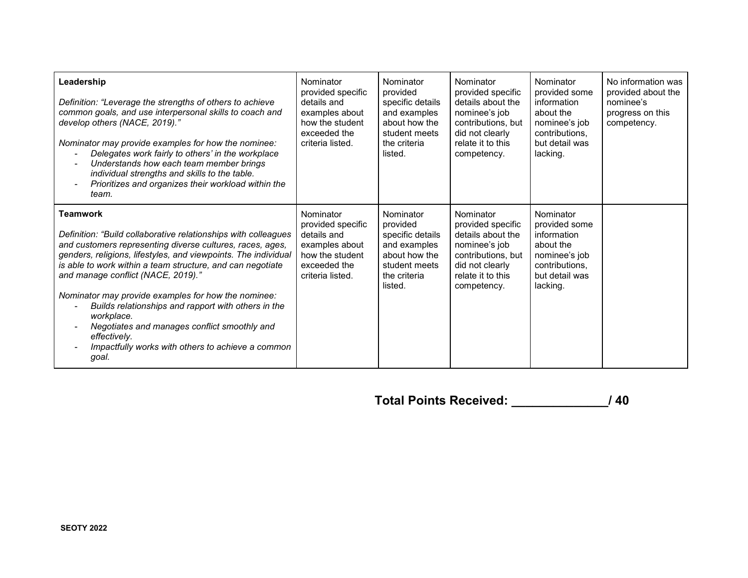| | | | | | |
|---|---|---|---|---|---|
| **Leadership**<br><br>*Definition: "Leverage the strengths of others to achieve common goals, and use interpersonal skills to coach and develop others (NACE, 2019)."*<br><br>*Nominator may provide examples for how the nominee:*<br>- *Delegates work fairly to others' in the workplace*<br>- *Understands how each team member brings individual strengths and skills to the table.*<br>- *Prioritizes and organizes their workload within the team.* | Nominator provided specific details and examples about how the student exceeded the criteria listed. | Nominator provided specific details and examples about how the student meets the criteria listed. | Nominator provided specific details about the nominee's job contributions, but did not clearly relate it to this competency. | Nominator provided some information about the nominee's job contributions, but detail was lacking. | No information was provided about the nominee's progress on this competency. |
| **Teamwork**<br><br>*Definition: "Build collaborative relationships with colleagues and customers representing diverse cultures, races, ages, genders, religions, lifestyles, and viewpoints. The individual is able to work within a team structure, and can negotiate and manage conflict (NACE, 2019)."*<br><br>*Nominator may provide examples for how the nominee:*<br>- *Builds relationships and rapport with others in the workplace.*<br>- *Negotiates and manages conflict smoothly and effectively.*<br>- *Impactfully works with others to achieve a common goal.* | Nominator provided specific details and examples about how the student exceeded the criteria listed. | Nominator provided specific details and examples about how the student meets the criteria listed. | Nominator provided specific details about the nominee's job contributions, but did not clearly relate it to this competency. | Nominator provided some information about the nominee's job contributions, but detail was lacking. | |

**Total Points Received: ______________/ 40**

**SEOTY 2022**